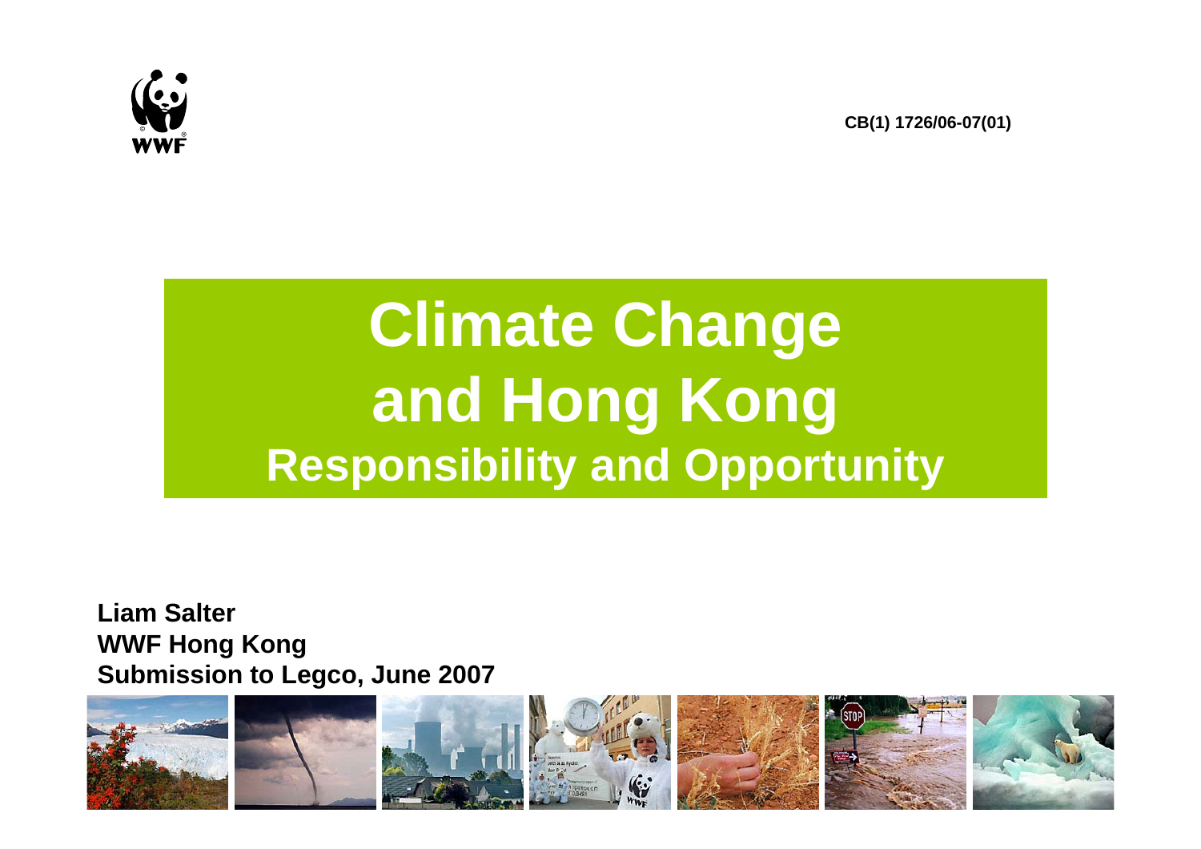CB(1) 1726/06-07(01)

# Climate Change and Hong Kong

## Responsibility and Opportunity

**Liam Salter**
**WWF Hong Kong**
**Submission to Legco, June 2007**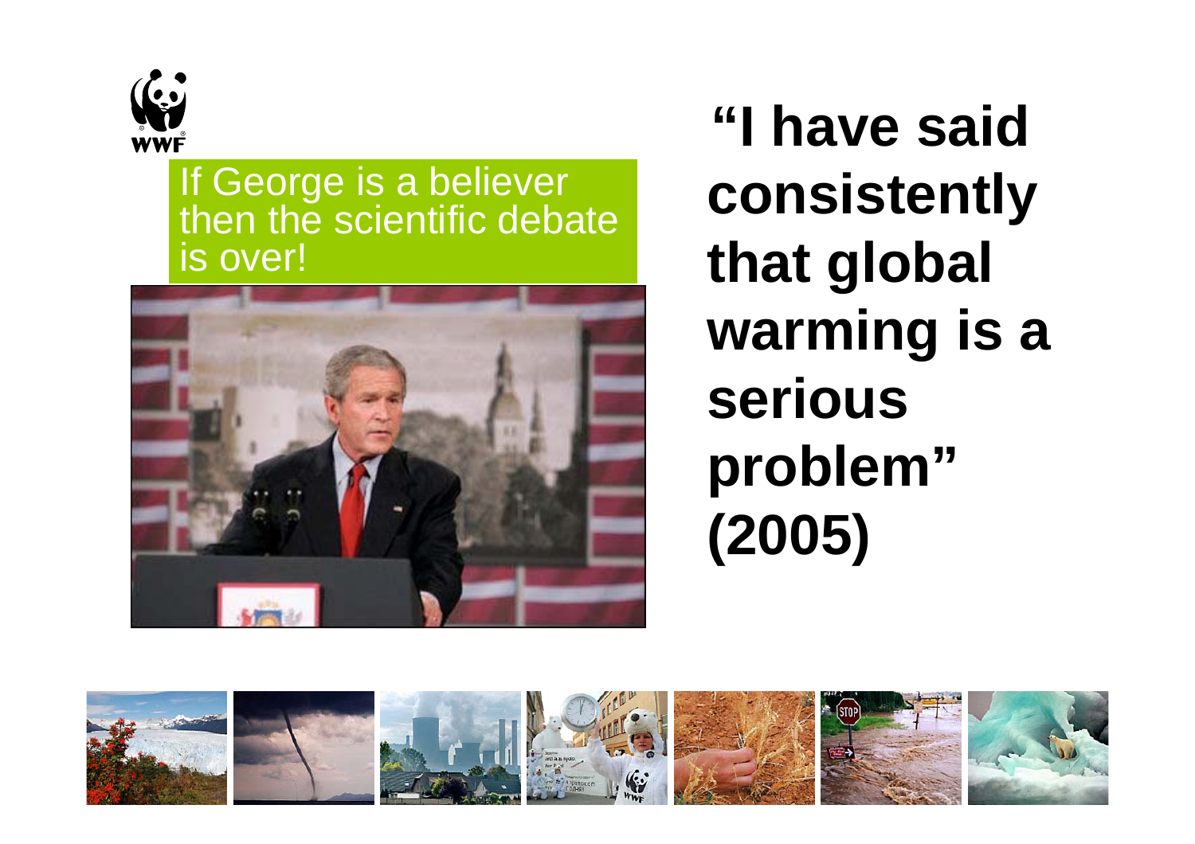If George is a believer then the scientific debate is over!

**"I have said consistently that global warming is a serious problem" (2005)**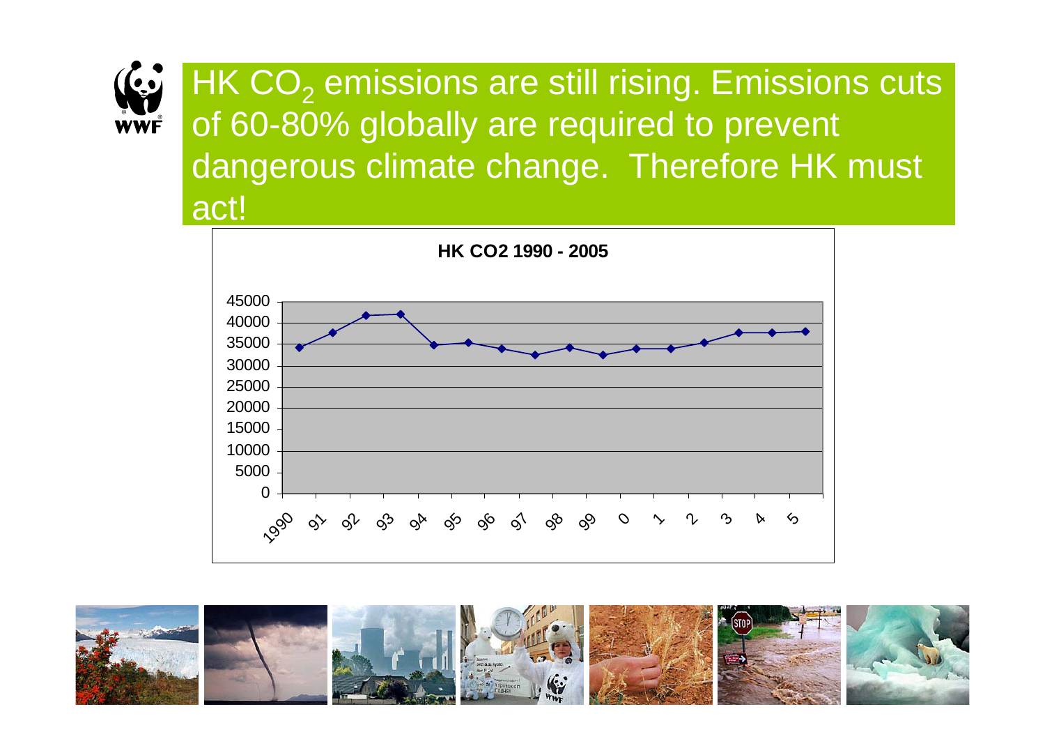# HK $CO_2$ emissions are still rising. Emissions cuts of 60-80% globally are required to prevent dangerous climate change. Therefore HK must act!

**HK CO2 1990 - 2005**

45000
40000
35000
30000
25000
20000
15000
10000
5000
0

1990 91 92 93 94 95 96 97 98 99 0 1 2 3 4 5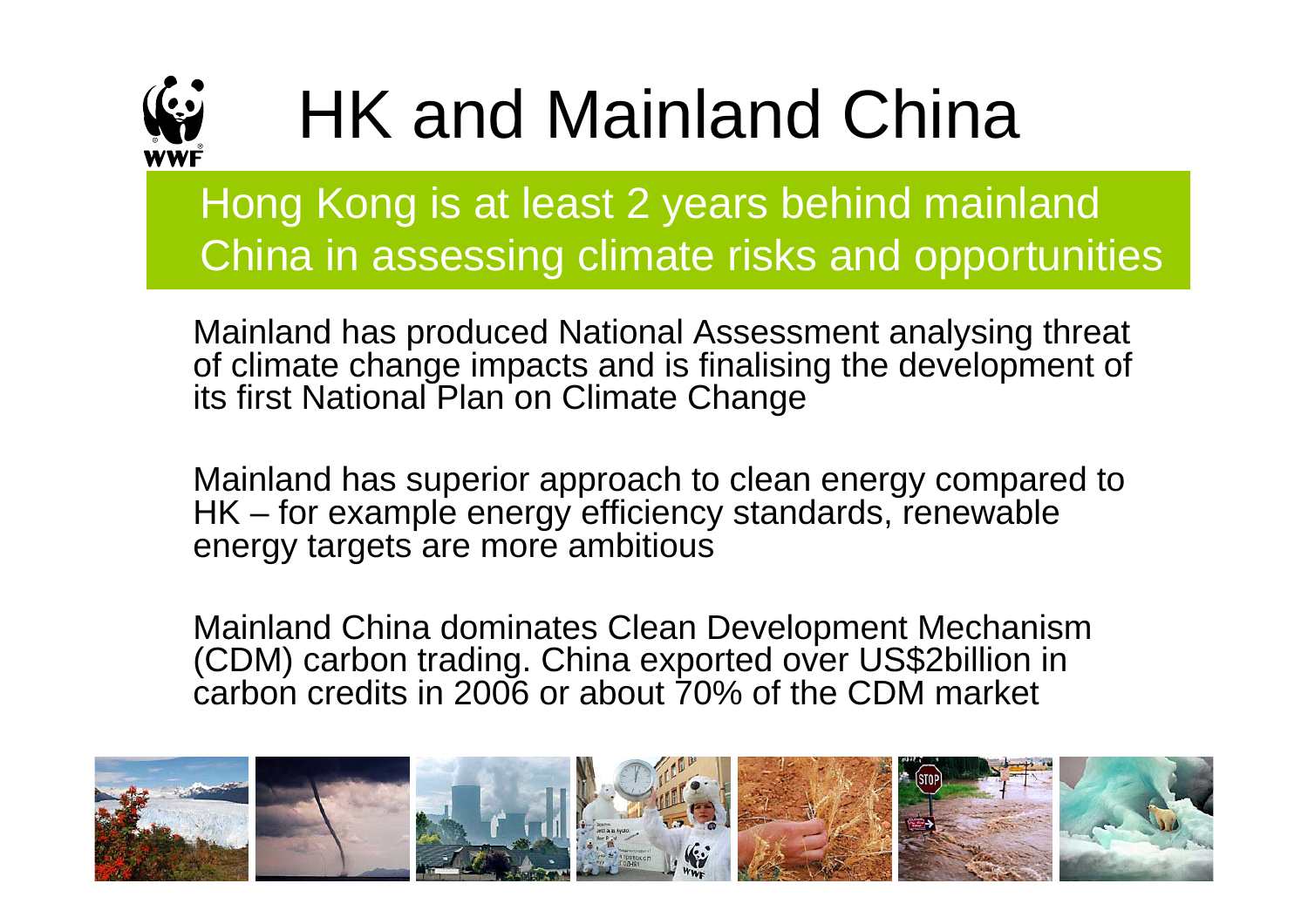# HK and Mainland China

## Hong Kong is at least 2 years behind mainland China in assessing climate risks and opportunities

Mainland has produced National Assessment analysing threat of climate change impacts and is finalising the development of its first National Plan on Climate Change

Mainland has superior approach to clean energy compared to HK – for example energy efficiency standards, renewable energy targets are more ambitious

Mainland China dominates Clean Development Mechanism (CDM) carbon trading. China exported over US$2billion in carbon credits in 2006 or about 70% of the CDM market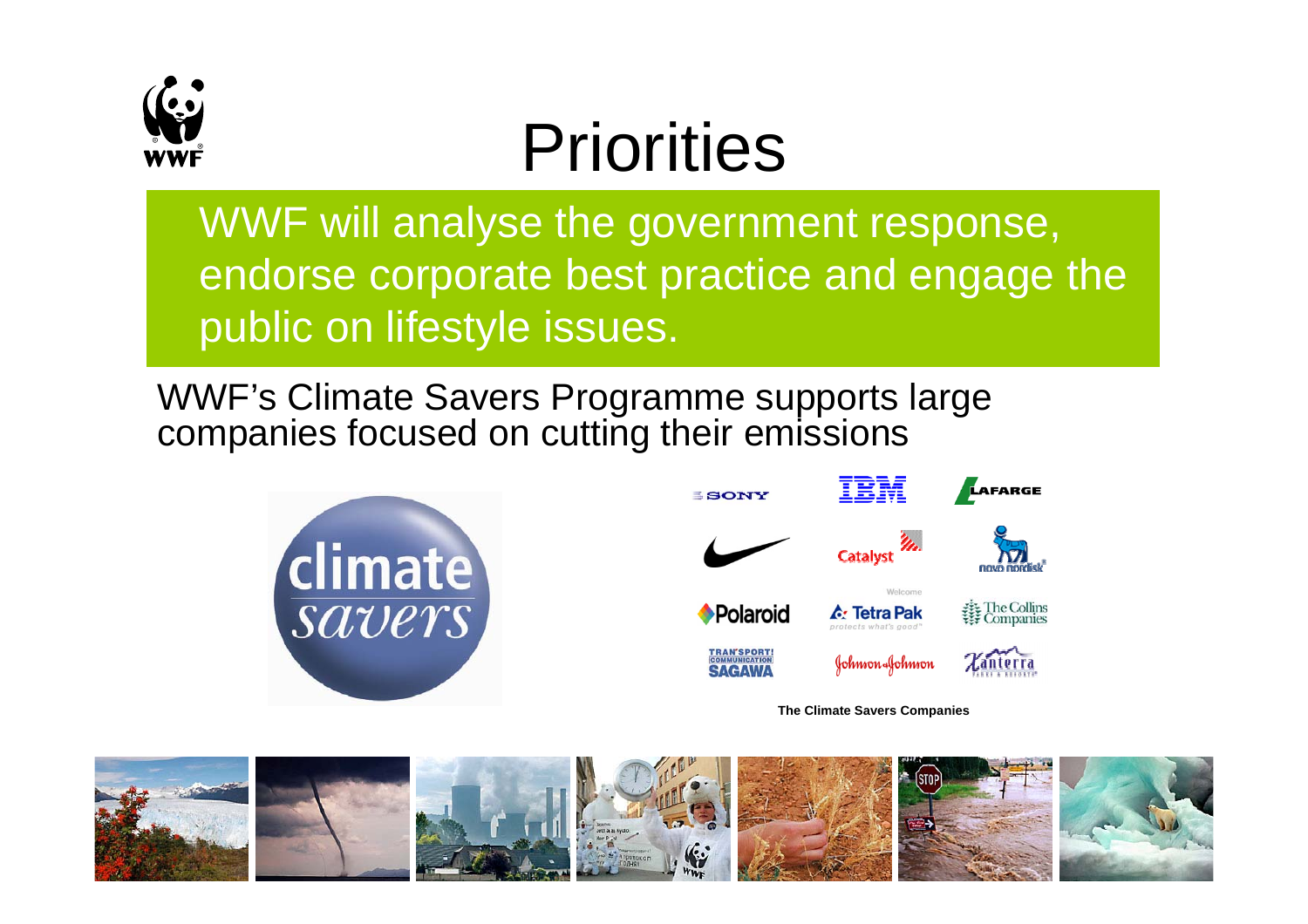# Priorities

WWF will analyse the government response, endorse corporate best practice and engage the public on lifestyle issues.

WWF's Climate Savers Programme supports large companies focused on cutting their emissions

**The Climate Savers Companies**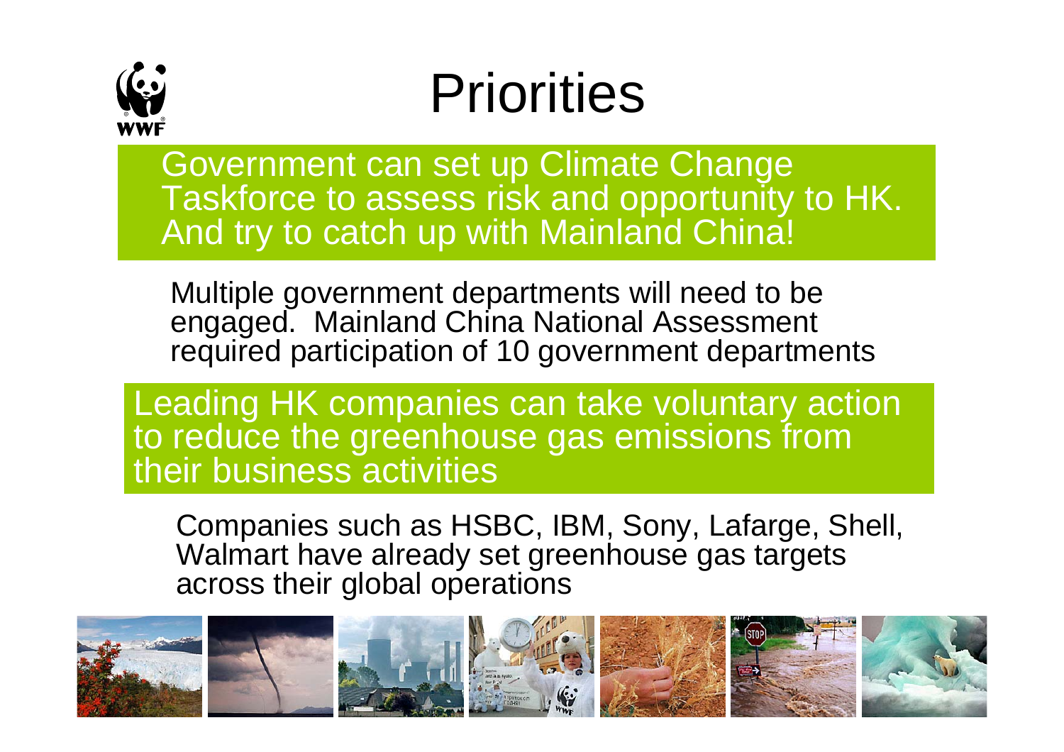# Priorities

Government can set up Climate Change Taskforce to assess risk and opportunity to HK. And try to catch up with Mainland China!

Multiple government departments will need to be engaged. Mainland China National Assessment required participation of 10 government departments

Leading HK companies can take voluntary action to reduce the greenhouse gas emissions from their business activities

Companies such as HSBC, IBM, Sony, Lafarge, Shell, Walmart have already set greenhouse gas targets across their global operations